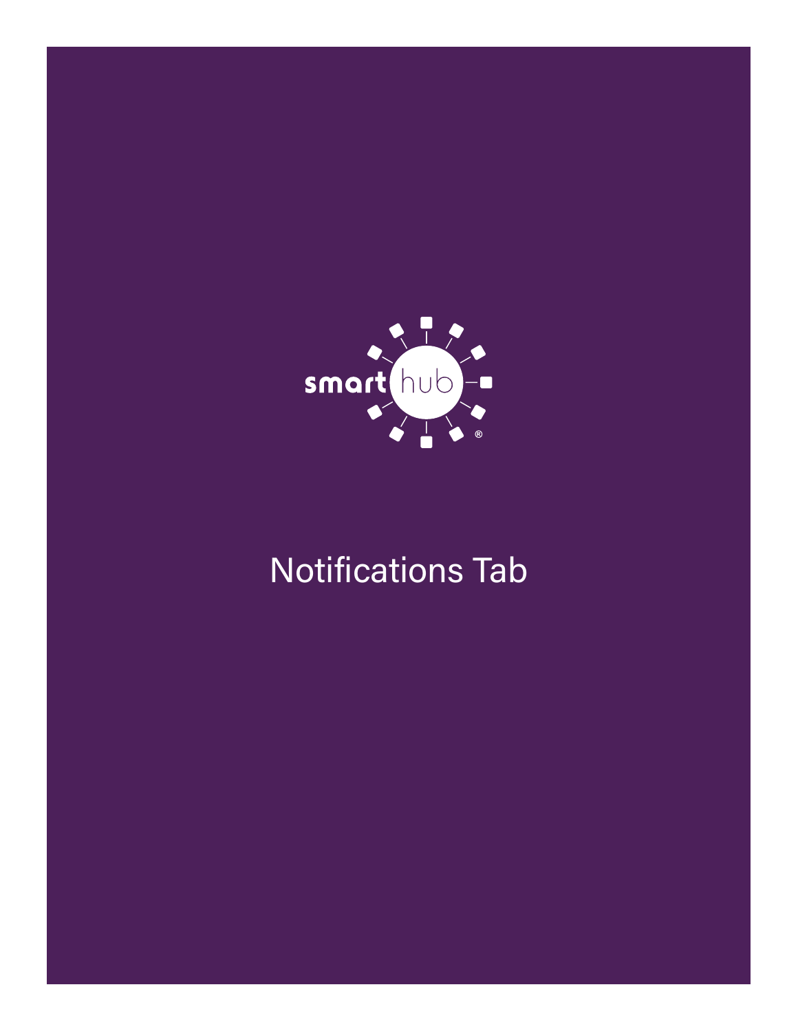smarthub®

# Notifications Tab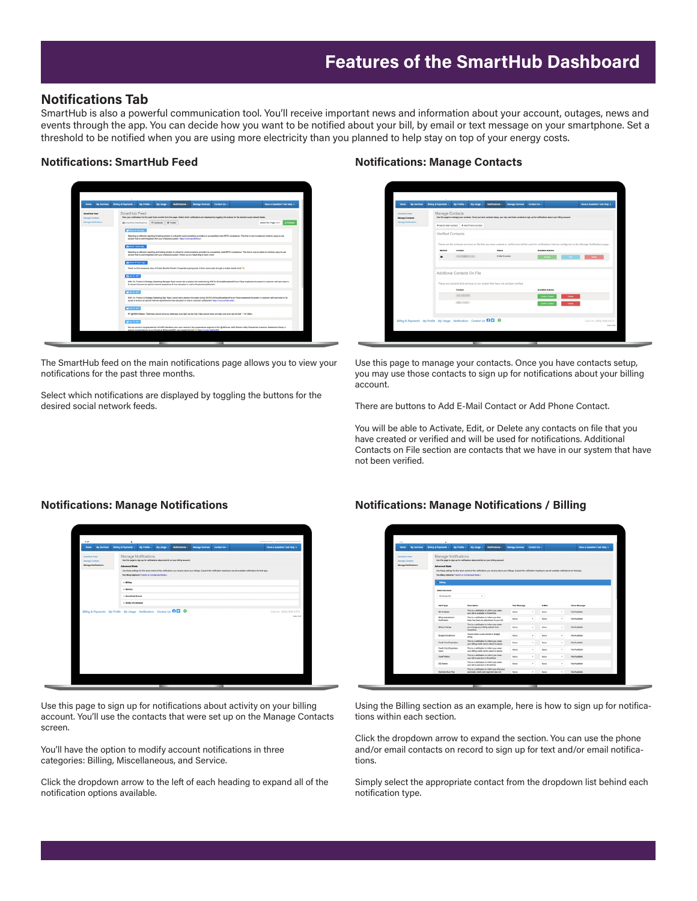# Features of the SmartHub Dashboard

## Notifications Tab

SmartHub is also a powerful communication tool. You'll receive important news and information about your account, outages, news and events through the app. You can decide how you want to be notified about your bill, by email or text message on your smartphone. Set a threshold to be notified when you are using more electricity than you planned to help stay on top of your energy costs.

### Notifications: SmartHub Feed

The SmartHub feed on the main notifications page allows you to view your notifications for the past three months.

Select which notifications are displayed by toggling the buttons for the desired social network feeds.

### Notifications: Manage Contacts

Use this page to manage your contacts. Once you have contacts setup, you may use those contacts to sign up for notifications about your billing account.

There are buttons to Add E-Mail Contact or Add Phone Contact.

You will be able to Activate, Edit, or Delete any contacts on file that you have created or verified and will be used for notifications. Additional Contacts on File section are contacts that we have in our system that have not been verified.

### Notifications: Manage Notifications

Use this page to sign up for notifications about activity on your billing account. You'll use the contacts that were set up on the Manage Contacts screen.

You'll have the option to modify account notifications in three categories: Billing, Miscellaneous, and Service.

Click the dropdown arrow to the left of each heading to expand all of the notification options available.

### Notifications: Manage Notifications / Billing

Using the Billing section as an example, here is how to sign up for notifications within each section.

Click the dropdown arrow to expand the section. You can use the phone and/or email contacts on record to sign up for text and/or email notifications.

Simply select the appropriate contact from the dropdown list behind each notification type.